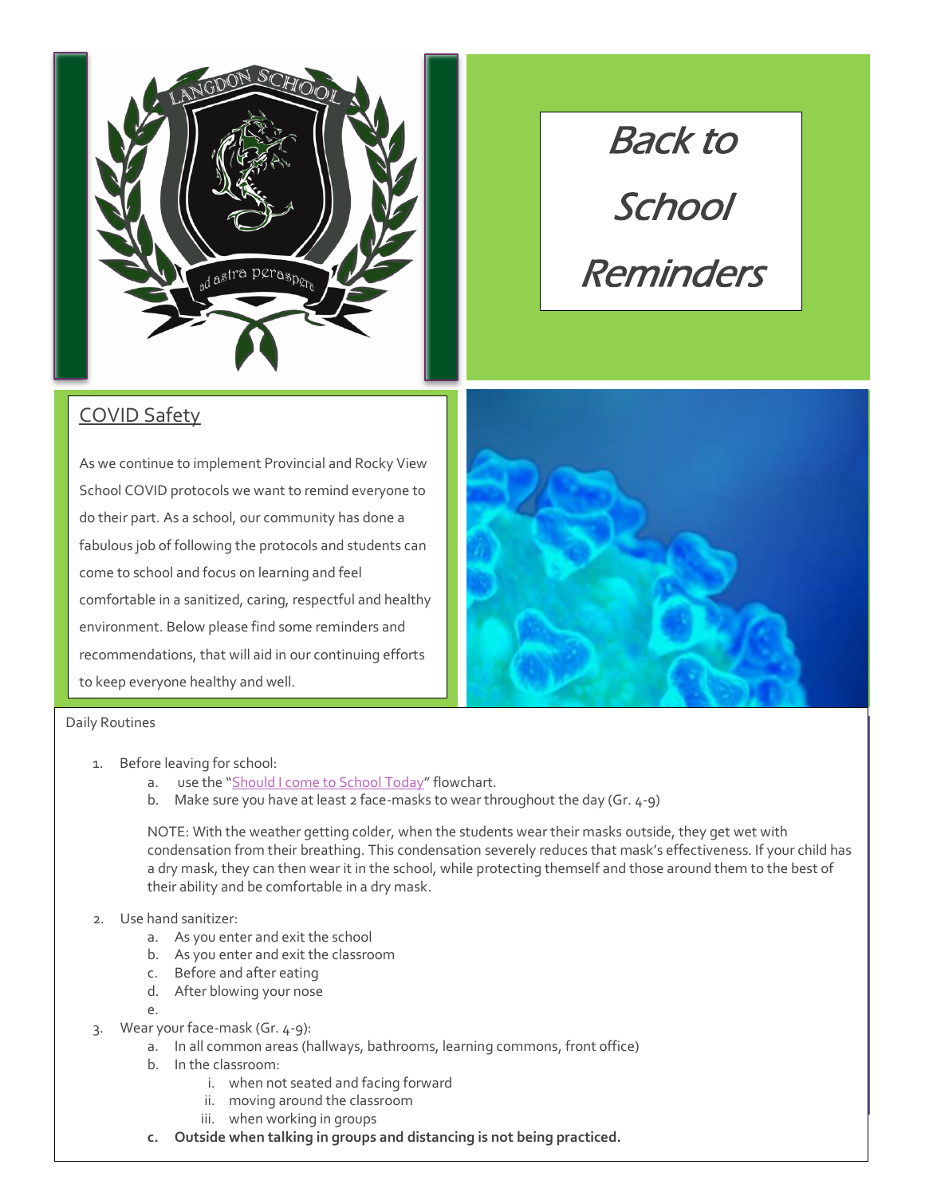# Back to School Reminders

## COVID Safety

As we continue to implement Provincial and Rocky View School COVID protocols we want to remind everyone to do their part. As a school, our community has done a fabulous job of following the protocols and students can come to school and focus on learning and feel comfortable in a sanitized, caring, respectful and healthy environment. Below please find some reminders and recommendations, that will aid in our continuing efforts to keep everyone healthy and well.

Daily Routines

1. Before leaving for school:
   a. use the "Should I come to School Today" flowchart.
   b. Make sure you have at least 2 face-masks to wear throughout the day (Gr. 4-9)

   NOTE: With the weather getting colder, when the students wear their masks outside, they get wet with condensation from their breathing. This condensation severely reduces that mask's effectiveness. If your child has a dry mask, they can then wear it in the school, while protecting themself and those around them to the best of their ability and be comfortable in a dry mask.

2. Use hand sanitizer:
   a. As you enter and exit the school
   b. As you enter and exit the classroom
   c. Before and after eating
   d. After blowing your nose
   e.
3. Wear your face-mask (Gr. 4-9):
   a. In all common areas (hallways, bathrooms, learning commons, front office)
   b. In the classroom:
      i. when not seated and facing forward
      ii. moving around the classroom
      iii. when working in groups
   **c. Outside when talking in groups and distancing is not being practiced.**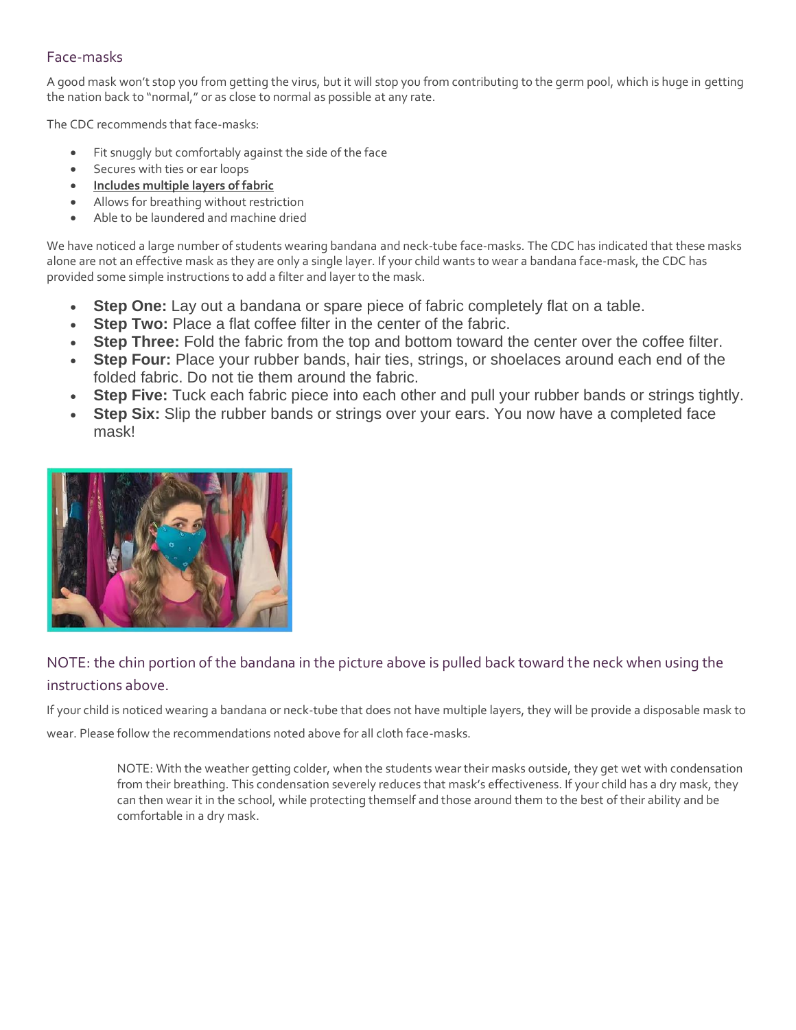## Face-masks

A good mask won't stop you from getting the virus, but it will stop you from contributing to the germ pool, which is huge in getting the nation back to "normal," or as close to normal as possible at any rate.

The CDC recommends that face-masks:

- Fit snuggly but comfortably against the side of the face
- Secures with ties or ear loops
- **Includes multiple layers of fabric**
- Allows for breathing without restriction
- Able to be laundered and machine dried

We have noticed a large number of students wearing bandana and neck-tube face-masks. The CDC has indicated that these masks alone are not an effective mask as they are only a single layer. If your child wants to wear a bandana face-mask, the CDC has provided some simple instructions to add a filter and layer to the mask.

- **Step One:** Lay out a bandana or spare piece of fabric completely flat on a table.
- **Step Two:** Place a flat coffee filter in the center of the fabric.
- **Step Three:** Fold the fabric from the top and bottom toward the center over the coffee filter.
- **Step Four:** Place your rubber bands, hair ties, strings, or shoelaces around each end of the folded fabric. Do not tie them around the fabric.
- **Step Five:** Tuck each fabric piece into each other and pull your rubber bands or strings tightly.
- **Step Six:** Slip the rubber bands or strings over your ears. You now have a completed face mask!

NOTE: the chin portion of the bandana in the picture above is pulled back toward the neck when using the instructions above.

If your child is noticed wearing a bandana or neck-tube that does not have multiple layers, they will be provide a disposable mask to wear. Please follow the recommendations noted above for all cloth face-masks.

> NOTE: With the weather getting colder, when the students wear their masks outside, they get wet with condensation from their breathing. This condensation severely reduces that mask's effectiveness. If your child has a dry mask, they can then wear it in the school, while protecting themself and those around them to the best of their ability and be comfortable in a dry mask.